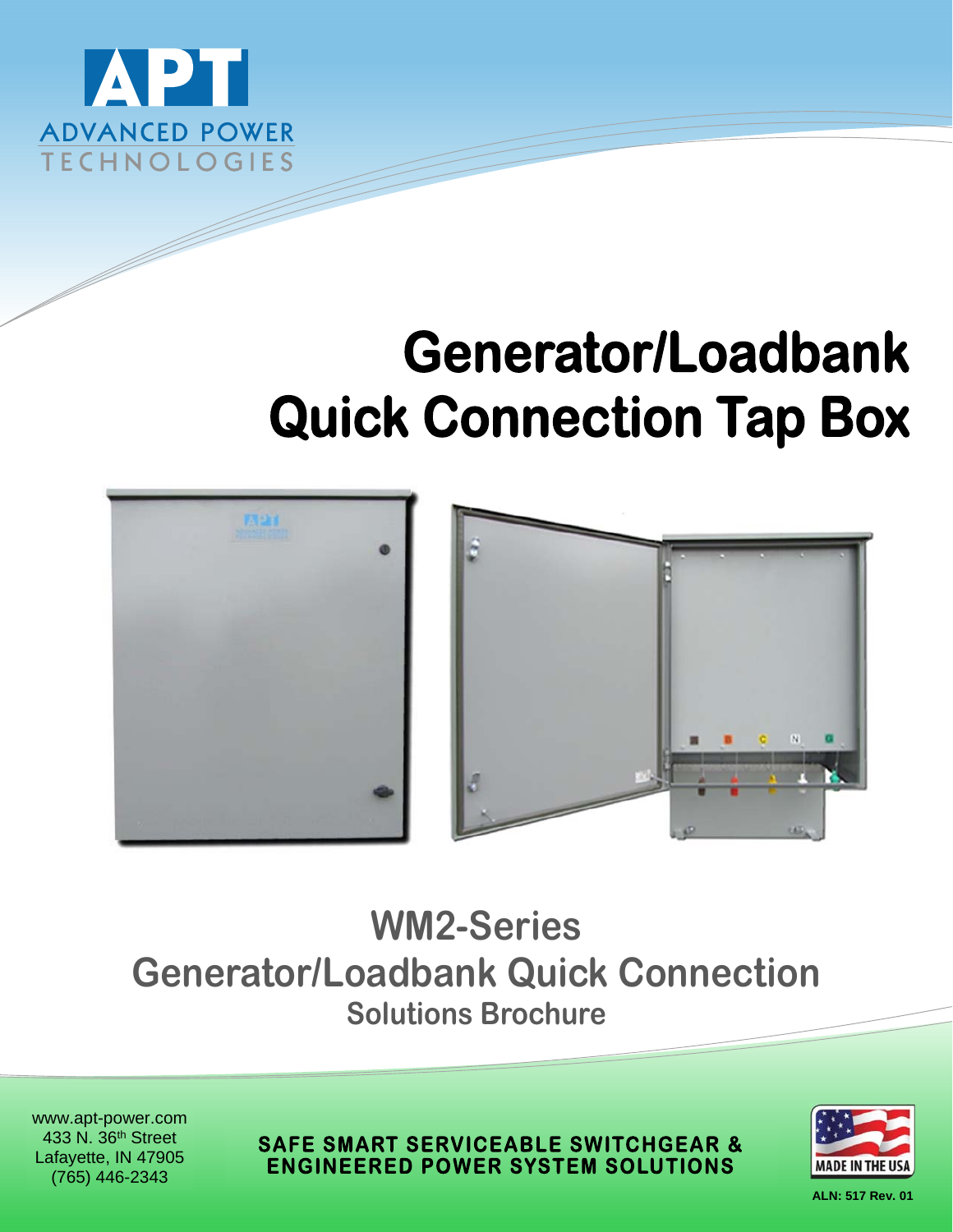APT

ADVANCED POWER TECHNOLOGIES

# Generator/Loadbank Quick Connection Tap Box

## WM2-Series Generator/Loadbank Quick Connection

### Solutions Brochure

www.apt-power.com
433 N. 36th Street
Lafayette, IN 47905
(765) 446-2343

**SAFE SMART SERVICEABLE SWITCHGEAR & ENGINEERED POWER SYSTEM SOLUTIONS**

MADE IN THE USA

ALN: 517 Rev. 01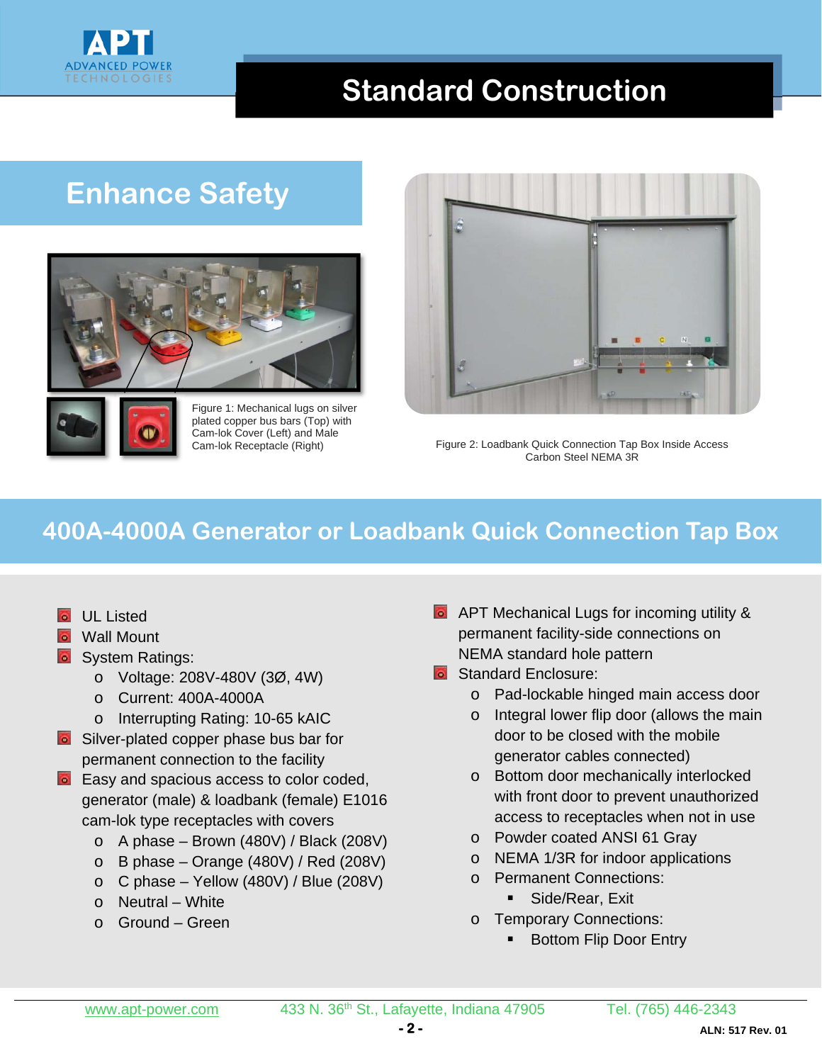# Standard Construction

## Enhance Safety

Figure 1: Mechanical lugs on silver plated copper bus bars (Top) with Cam-lok Cover (Left) and Male Cam-lok Receptacle (Right)

Figure 2: Loadbank Quick Connection Tap Box Inside Access Carbon Steel NEMA 3R

## 400A-4000A Generator or Loadbank Quick Connection Tap Box

- UL Listed
- Wall Mount
- System Ratings:
  - Voltage: 208V-480V (3Ø, 4W)
  - Current: 400A-4000A
  - Interrupting Rating: 10-65 kAIC
- Silver-plated copper phase bus bar for permanent connection to the facility
- Easy and spacious access to color coded, generator (male) & loadbank (female) E1016 cam-lok type receptacles with covers
  - A phase – Brown (480V) / Black (208V)
  - B phase – Orange (480V) / Red (208V)
  - C phase – Yellow (480V) / Blue (208V)
  - Neutral – White
  - Ground – Green
- APT Mechanical Lugs for incoming utility & permanent facility-side connections on NEMA standard hole pattern
- Standard Enclosure:
  - Pad-lockable hinged main access door
  - Integral lower flip door (allows the main door to be closed with the mobile generator cables connected)
  - Bottom door mechanically interlocked with front door to prevent unauthorized access to receptacles when not in use
  - Powder coated ANSI 61 Gray
  - NEMA 1/3R for indoor applications
  - Permanent Connections:
    - Side/Rear, Exit
  - Temporary Connections:
    - Bottom Flip Door Entry

www.apt-power.com    433 N. 36th St., Lafayette, Indiana 47905    Tel. (765) 446-2343

ALN: 517 Rev. 01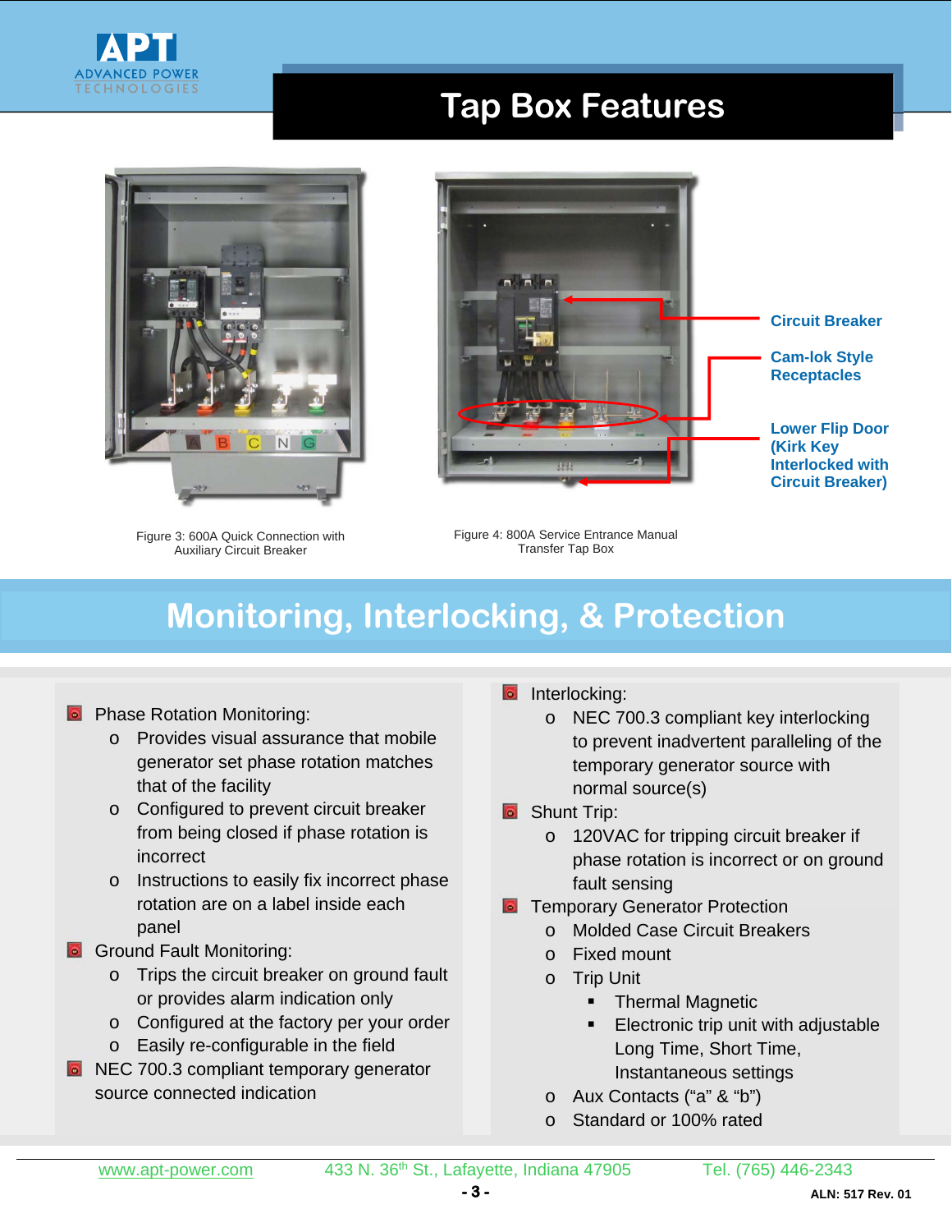# Tap Box Features

Circuit Breaker

Cam-lok Style Receptacles

Lower Flip Door (Kirk Key Interlocked with Circuit Breaker)

Figure 3: 600A Quick Connection with Auxiliary Circuit Breaker

Figure 4: 800A Service Entrance Manual Transfer Tap Box

# Monitoring, Interlocking, & Protection

- Phase Rotation Monitoring:
  - Provides visual assurance that mobile generator set phase rotation matches that of the facility
  - Configured to prevent circuit breaker from being closed if phase rotation is incorrect
  - Instructions to easily fix incorrect phase rotation are on a label inside each panel
- Ground Fault Monitoring:
  - Trips the circuit breaker on ground fault or provides alarm indication only
  - Configured at the factory per your order
  - Easily re-configurable in the field
- NEC 700.3 compliant temporary generator source connected indication
- Interlocking:
  - NEC 700.3 compliant key interlocking to prevent inadvertent paralleling of the temporary generator source with normal source(s)
- Shunt Trip:
  - 120VAC for tripping circuit breaker if phase rotation is incorrect or on ground fault sensing
- Temporary Generator Protection
  - Molded Case Circuit Breakers
  - Fixed mount
  - Trip Unit
    - Thermal Magnetic
    - Electronic trip unit with adjustable Long Time, Short Time, Instantaneous settings
  - Aux Contacts (“a” & “b”)
  - Standard or 100% rated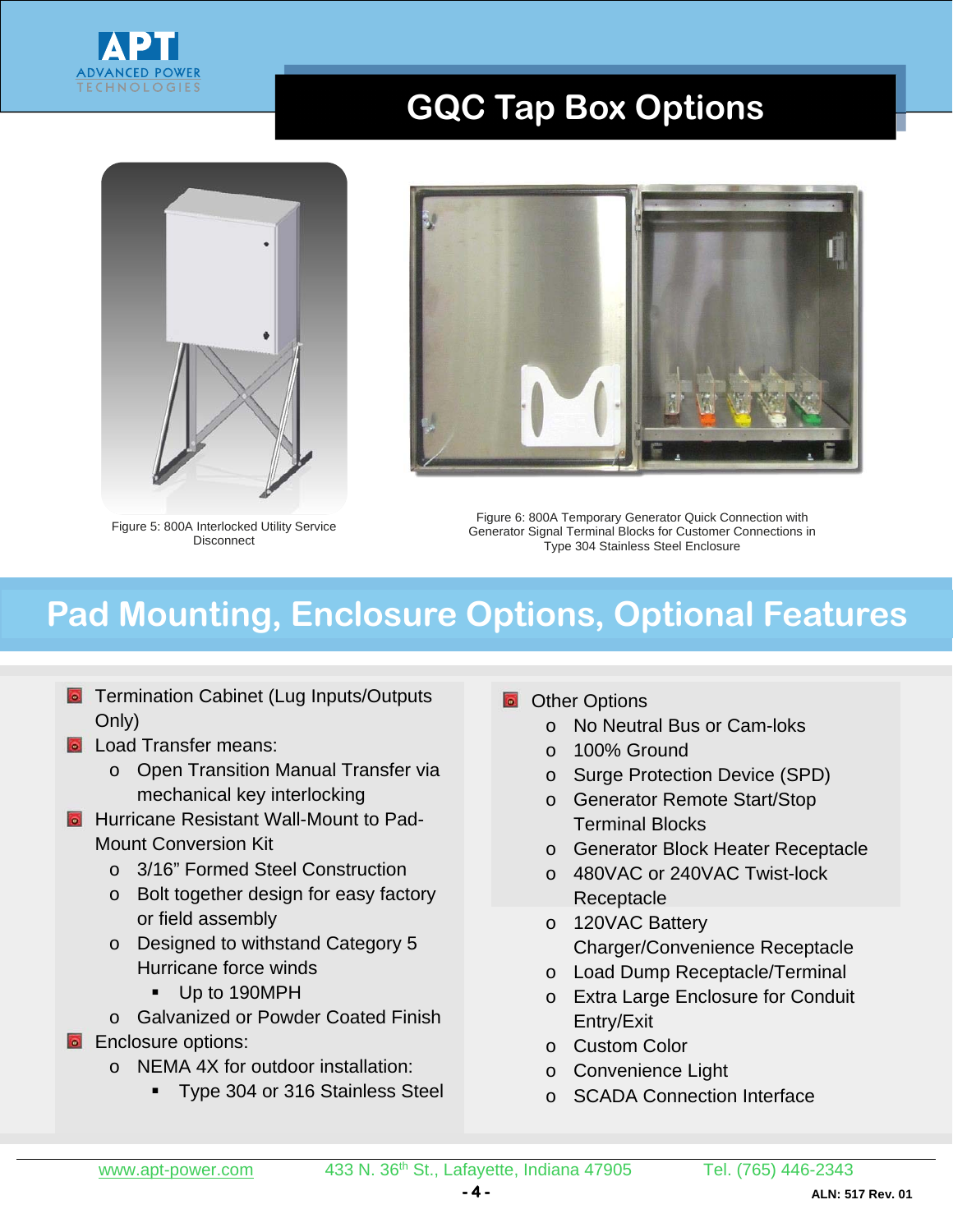# GQC Tap Box Options

Figure 5: 800A Interlocked Utility Service Disconnect

Figure 6: 800A Temporary Generator Quick Connection with Generator Signal Terminal Blocks for Customer Connections in Type 304 Stainless Steel Enclosure

# Pad Mounting, Enclosure Options, Optional Features

- Termination Cabinet (Lug Inputs/Outputs Only)
- Load Transfer means:
  - Open Transition Manual Transfer via mechanical key interlocking
- Hurricane Resistant Wall-Mount to Pad-Mount Conversion Kit
  - 3/16" Formed Steel Construction
  - Bolt together design for easy factory or field assembly
  - Designed to withstand Category 5 Hurricane force winds
    - Up to 190MPH
  - Galvanized or Powder Coated Finish
- Enclosure options:
  - NEMA 4X for outdoor installation:
    - Type 304 or 316 Stainless Steel
- Other Options
  - No Neutral Bus or Cam-loks
  - 100% Ground
  - Surge Protection Device (SPD)
  - Generator Remote Start/Stop Terminal Blocks
  - Generator Block Heater Receptacle
  - 480VAC or 240VAC Twist-lock Receptacle
  - 120VAC Battery Charger/Convenience Receptacle
  - Load Dump Receptacle/Terminal
  - Extra Large Enclosure for Conduit Entry/Exit
  - Custom Color
  - Convenience Light
  - SCADA Connection Interface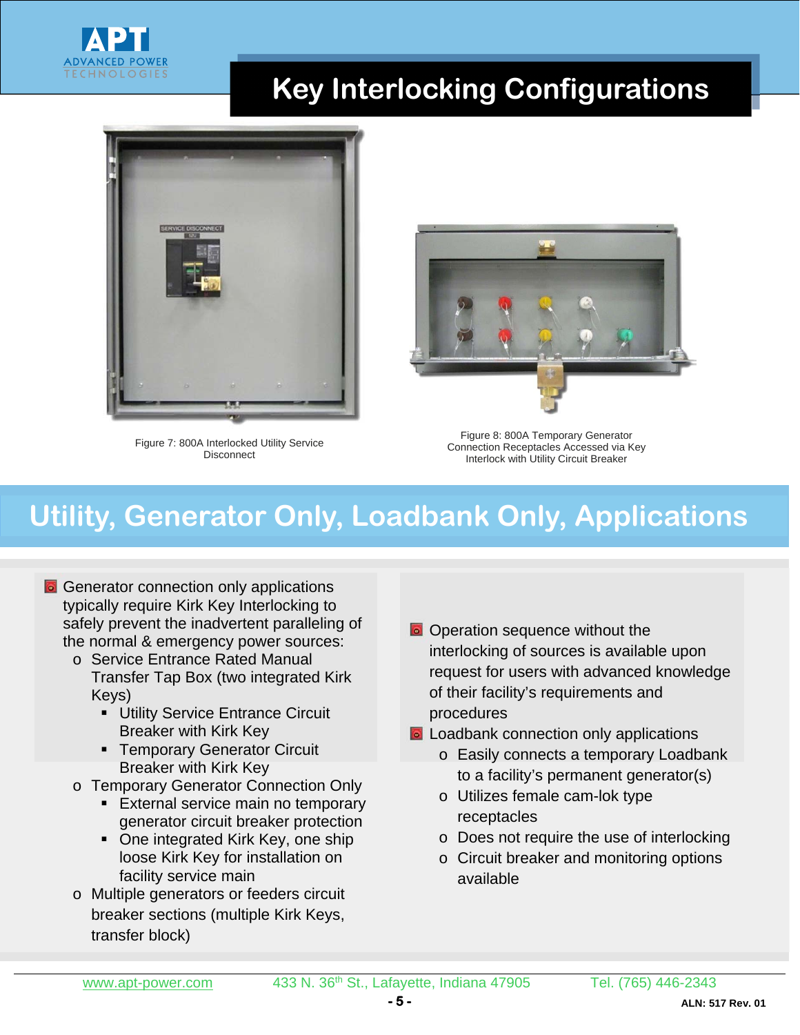# Key Interlocking Configurations

Figure 7: 800A Interlocked Utility Service Disconnect

Figure 8: 800A Temporary Generator Connection Receptacles Accessed via Key Interlock with Utility Circuit Breaker

## Utility, Generator Only, Loadbank Only, Applications

- Generator connection only applications typically require Kirk Key Interlocking to safely prevent the inadvertent paralleling of the normal & emergency power sources:
  - Service Entrance Rated Manual Transfer Tap Box (two integrated Kirk Keys)
    - Utility Service Entrance Circuit Breaker with Kirk Key
    - Temporary Generator Circuit Breaker with Kirk Key
  - Temporary Generator Connection Only
    - External service main no temporary generator circuit breaker protection
    - One integrated Kirk Key, one ship loose Kirk Key for installation on facility service main
  - Multiple generators or feeders circuit breaker sections (multiple Kirk Keys, transfer block)
- Operation sequence without the interlocking of sources is available upon request for users with advanced knowledge of their facility's requirements and procedures
- Loadbank connection only applications
  - Easily connects a temporary Loadbank to a facility's permanent generator(s)
  - Utilizes female cam-lok type receptacles
  - Does not require the use of interlocking
  - Circuit breaker and monitoring options available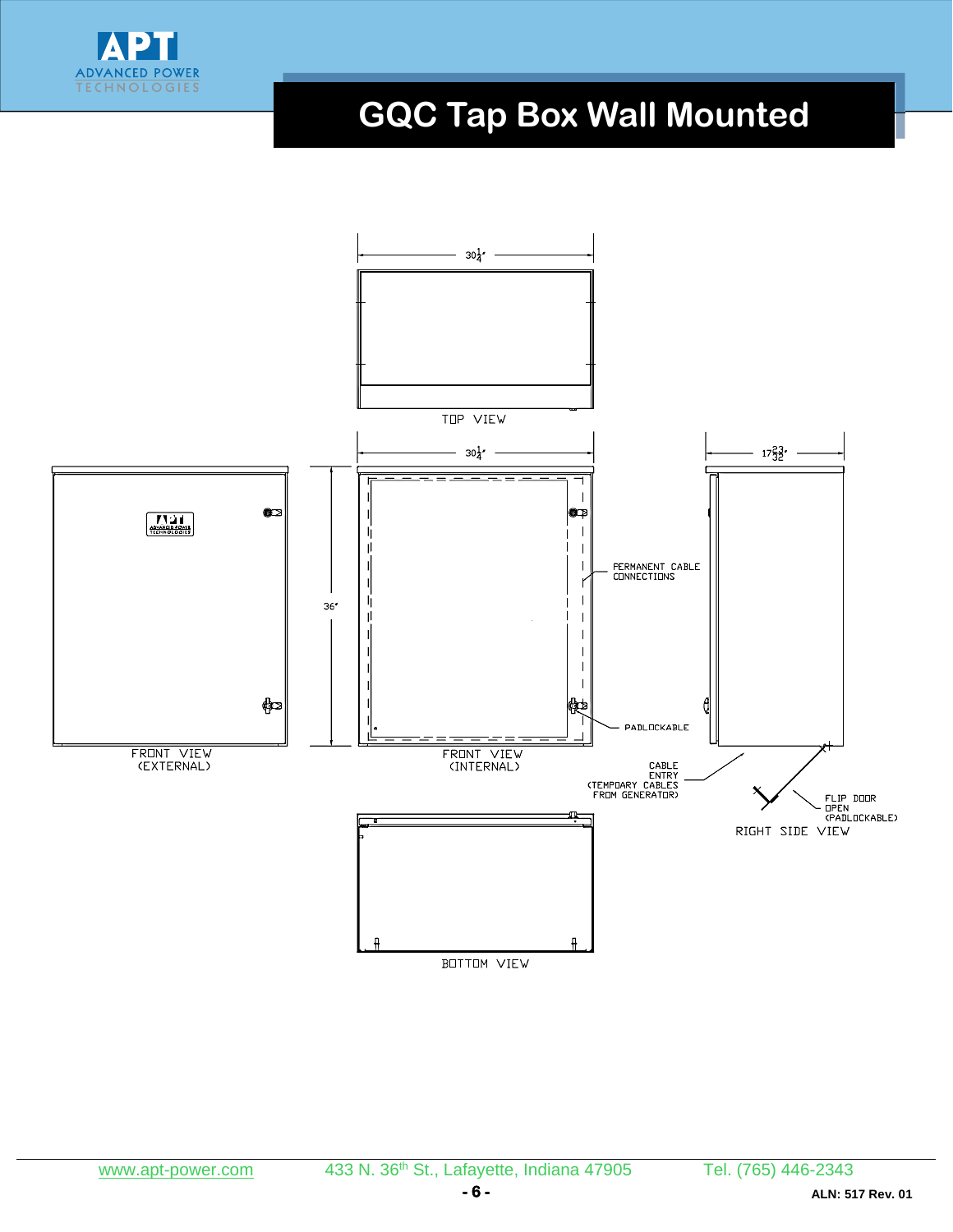# GQC Tap Box Wall Mounted

$30\frac{1}{4}$"

TOP VIEW

$30\frac{1}{4}$"

$17\frac{23}{32}$"

36"

PERMANENT CABLE CONNECTIONS

PADLOCKABLE

FRONT VIEW (EXTERNAL)

FRONT VIEW (INTERNAL)

CABLE ENTRY (TEMPOARY CABLES FROM GENERATOR)

FLIP DOOR OPEN (PADLOCKABLE)

RIGHT SIDE VIEW

BOTTOM VIEW

www.apt-power.com 433 N. 36th St., Lafayette, Indiana 47905 Tel. (765) 446-2343

ALN: 517 Rev. 01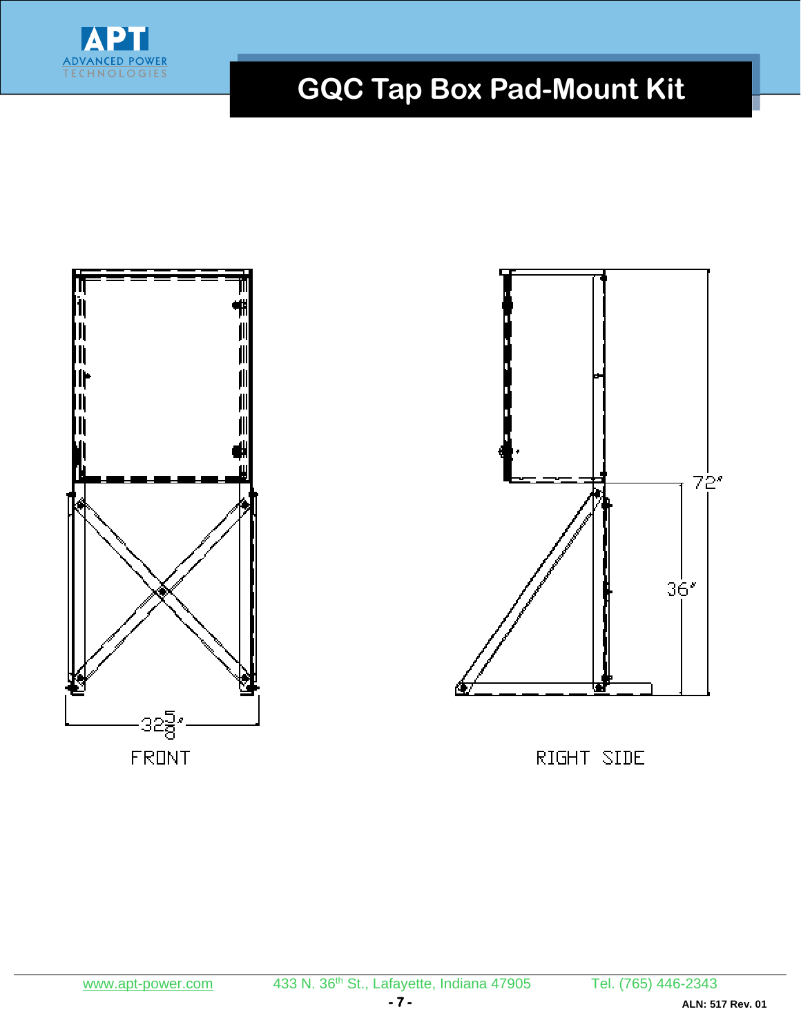# GQC Tap Box Pad-Mount Kit

32 5/8"

FRONT

72"

36"

RIGHT SIDE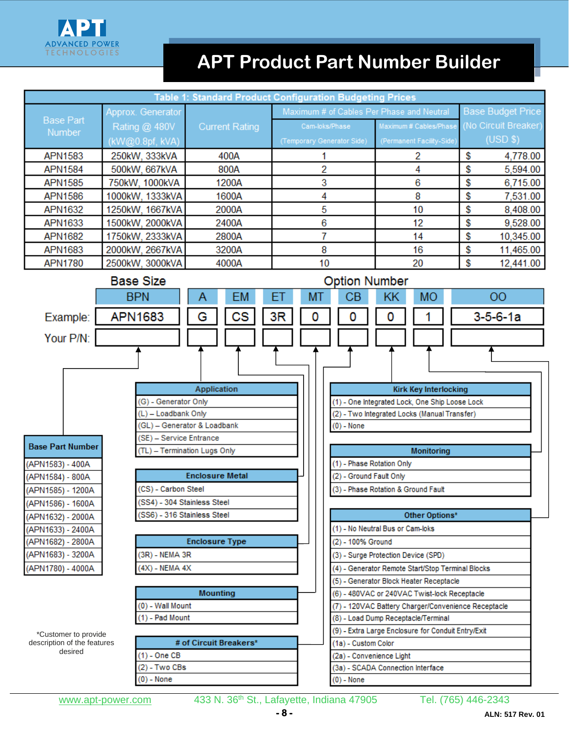# APT Product Part Number Builder

| Table 1: Standard Product Configuration Budgeting Prices | | | | | |
|---|---|---|---|---|---|
| Base Part Number | Approx. Generator Rating @ 480V (kW@0.8pf, kVA) | Current Rating | Maximum # of Cables Per Phase and Neutral | | Base Budget Price (No Circuit Breaker) (USD $) |
| | | | Cam-loks/Phase (Temporary Generator Side) | Maximum # Cables/Phase (Permanent Facility-Side) | |
| APN1583 | 250kW, 333kVA | 400A | 1 | 2 | $ 4,778.00 |
| APN1584 | 500kW, 667kVA | 800A | 2 | 4 | $ 5,594.00 |
| APN1585 | 750kW, 1000kVA | 1200A | 3 | 6 | $ 6,715.00 |
| APN1586 | 1000kW, 1333kVA | 1600A | 4 | 8 | $ 7,531.00 |
| APN1632 | 1250kW, 1667kVA | 2000A | 5 | 10 | $ 8,408.00 |
| APN1633 | 1500kW, 2000kVA | 2400A | 6 | 12 | $ 9,528.00 |
| APN1682 | 1750kW, 2333kVA | 2800A | 7 | 14 | $ 10,345.00 |
| APN1683 | 2000kW, 2667kVA | 3200A | 8 | 16 | $ 11,465.00 |
| APN1780 | 2500kW, 3000kVA | 4000A | 10 | 20 | $ 12,441.00 |

| | Base Size | Option Number | | | | | | | |
|---|---|---|---|---|---|---|---|---|---|
| | BPN | A | EM | ET | MT | CB | KK | MO | OO |
| Example: | APN1683 | G | CS | 3R | 0 | 0 | 0 | 1 | 3-5-6-1a |
| Your P/N: | | | | | | | | | |

| Base Part Number |
|---|
| (APN1583) - 400A |
| (APN1584) - 800A |
| (APN1585) - 1200A |
| (APN1586) - 1600A |
| (APN1632) - 2000A |
| (APN1633) - 2400A |
| (APN1682) - 2800A |
| (APN1683) - 3200A |
| (APN1780) - 4000A |

| Application |
|---|
| (G) - Generator Only |
| (L) – Loadbank Only |
| (GL) – Generator & Loadbank |
| (SE) – Service Entrance |
| (TL) – Termination Lugs Only |

| Enclosure Metal |
|---|
| (CS) - Carbon Steel |
| (SS4) - 304 Stainless Steel |
| (SS6) - 316 Stainless Steel |

| Enclosure Type |
|---|
| (3R) - NEMA 3R |
| (4X) - NEMA 4X |

| Mounting |
|---|
| (0) - Wall Mount |
| (1) - Pad Mount |

| # of Circuit Breakers* |
|---|
| (1) - One CB |
| (2) - Two CBs |
| (0) - None |

| Kirk Key Interlocking |
|---|
| (1) - One Integrated Lock, One Ship Loose Lock |
| (2) - Two Integrated Locks (Manual Transfer) |
| (0) - None |

| Monitoring |
|---|
| (1) - Phase Rotation Only |
| (2) - Ground Fault Only |
| (3) - Phase Rotation & Ground Fault |

| Other Options* |
|---|
| (1) - No Neutral Bus or Cam-loks |
| (2) - 100% Ground |
| (3) - Surge Protection Device (SPD) |
| (4) - Generator Remote Start/Stop Terminal Blocks |
| (5) - Generator Block Heater Receptacle |
| (6) - 480VAC or 240VAC Twist-lock Receptacle |
| (7) - 120VAC Battery Charger/Convenience Receptacle |
| (8) - Load Dump Receptacle/Terminal |
| (9) - Extra Large Enclosure for Conduit Entry/Exit |
| (1a) - Custom Color |
| (2a) - Convenience Light |
| (3a) - SCADA Connection Interface |
| (0) - None |

*Customer to provide description of the features desired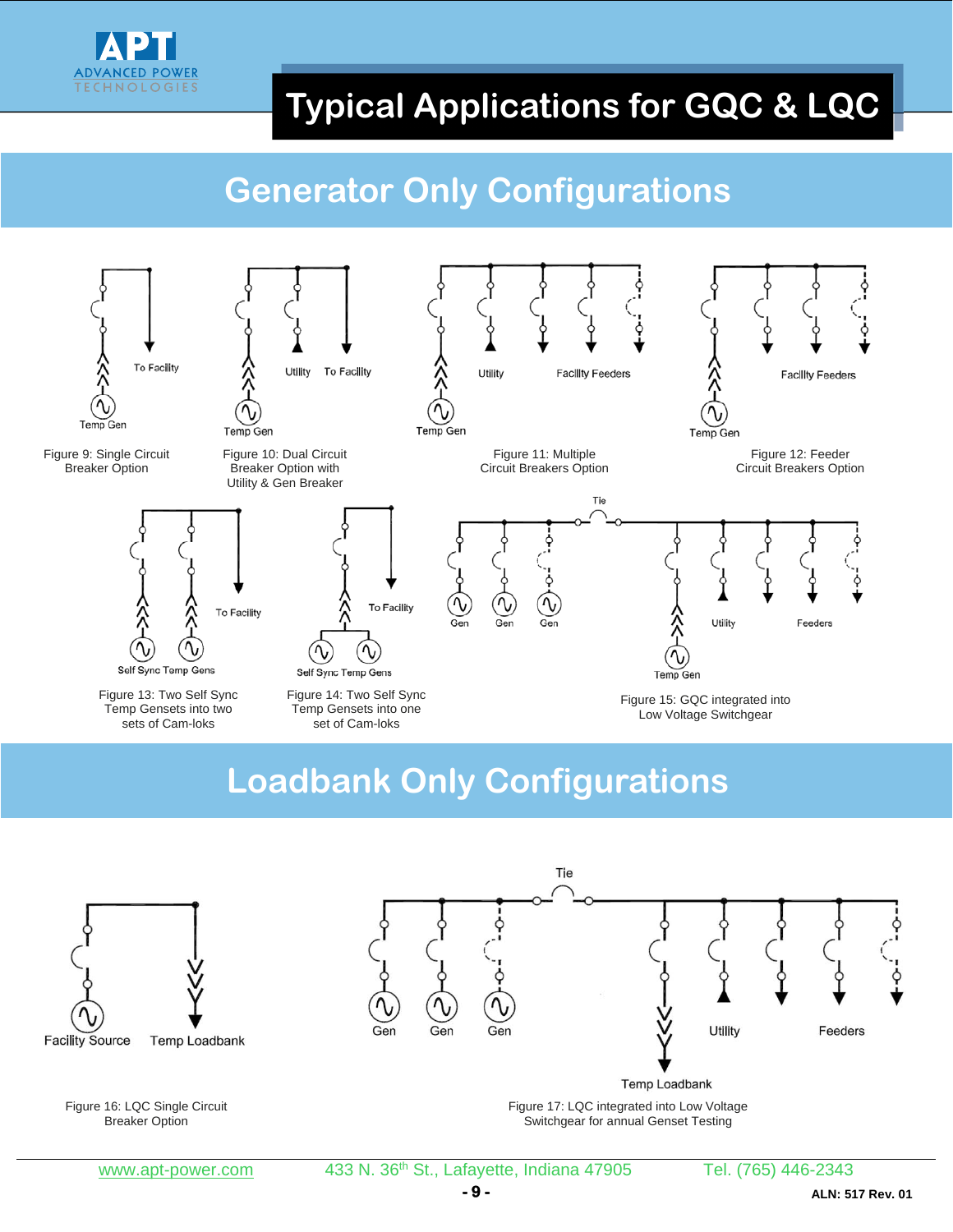# Typical Applications for GQC & LQC

## Generator Only Configurations

To Facility

Temp Gen

Figure 9: Single Circuit Breaker Option

Utility To Facility

Temp Gen

Figure 10: Dual Circuit Breaker Option with Utility & Gen Breaker

Utility Facility Feeders

Temp Gen

Figure 11: Multiple Circuit Breakers Option

Facility Feeders

Temp Gen

Figure 12: Feeder Circuit Breakers Option

To Facility

Self Sync Temp Gens

Figure 13: Two Self Sync Temp Gensets into two sets of Cam-loks

To Facility

Self Sync Temp Gens

Figure 14: Two Self Sync Temp Gensets into one set of Cam-loks

Tie

Gen Gen Gen

Utility Feeders

Temp Gen

Figure 15: GQC integrated into Low Voltage Switchgear

## Loadbank Only Configurations

Facility Source Temp Loadbank

Figure 16: LQC Single Circuit Breaker Option

Tie

Gen Gen Gen

Utility Feeders

Temp Loadbank

Figure 17: LQC integrated into Low Voltage Switchgear for annual Genset Testing

www.apt-power.com 433 N. 36th St., Lafayette, Indiana 47905 Tel. (765) 446-2343

ALN: 517 Rev. 01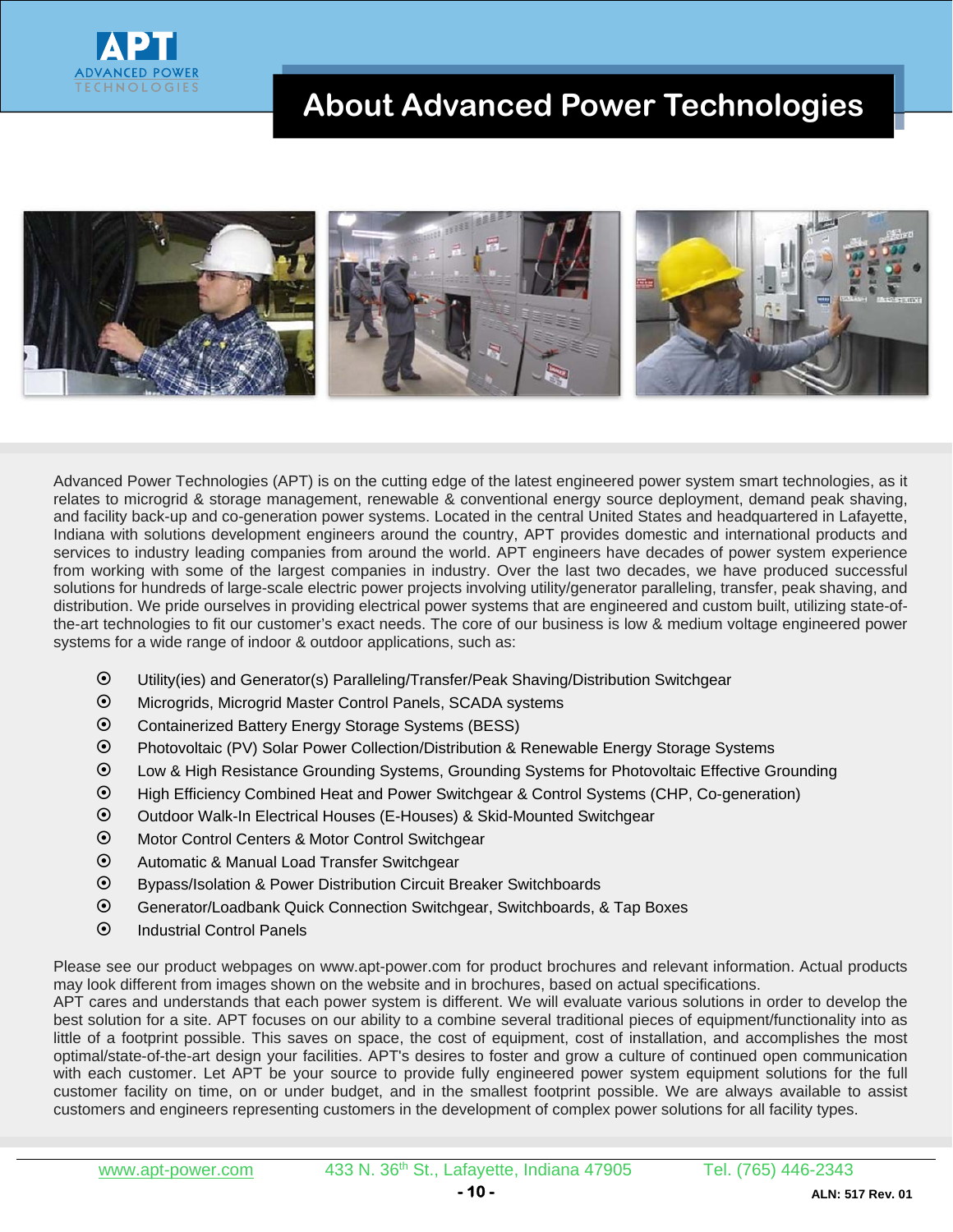# About Advanced Power Technologies

Advanced Power Technologies (APT) is on the cutting edge of the latest engineered power system smart technologies, as it relates to microgrid & storage management, renewable & conventional energy source deployment, demand peak shaving, and facility back-up and co-generation power systems. Located in the central United States and headquartered in Lafayette, Indiana with solutions development engineers around the country, APT provides domestic and international products and services to industry leading companies from around the world. APT engineers have decades of power system experience from working with some of the largest companies in industry. Over the last two decades, we have produced successful solutions for hundreds of large-scale electric power projects involving utility/generator paralleling, transfer, peak shaving, and distribution. We pride ourselves in providing electrical power systems that are engineered and custom built, utilizing state-of-the-art technologies to fit our customer's exact needs. The core of our business is low & medium voltage engineered power systems for a wide range of indoor & outdoor applications, such as:

- Utility(ies) and Generator(s) Paralleling/Transfer/Peak Shaving/Distribution Switchgear
- Microgrids, Microgrid Master Control Panels, SCADA systems
- Containerized Battery Energy Storage Systems (BESS)
- Photovoltaic (PV) Solar Power Collection/Distribution & Renewable Energy Storage Systems
- Low & High Resistance Grounding Systems, Grounding Systems for Photovoltaic Effective Grounding
- High Efficiency Combined Heat and Power Switchgear & Control Systems (CHP, Co-generation)
- Outdoor Walk-In Electrical Houses (E-Houses) & Skid-Mounted Switchgear
- Motor Control Centers & Motor Control Switchgear
- Automatic & Manual Load Transfer Switchgear
- Bypass/Isolation & Power Distribution Circuit Breaker Switchboards
- Generator/Loadbank Quick Connection Switchgear, Switchboards, & Tap Boxes
- Industrial Control Panels

Please see our product webpages on www.apt-power.com for product brochures and relevant information. Actual products may look different from images shown on the website and in brochures, based on actual specifications.
APT cares and understands that each power system is different. We will evaluate various solutions in order to develop the best solution for a site. APT focuses on our ability to a combine several traditional pieces of equipment/functionality into as little of a footprint possible. This saves on space, the cost of equipment, cost of installation, and accomplishes the most optimal/state-of-the-art design your facilities. APT's desires to foster and grow a culture of continued open communication with each customer. Let APT be your source to provide fully engineered power system equipment solutions for the full customer facility on time, on or under budget, and in the smallest footprint possible. We are always available to assist customers and engineers representing customers in the development of complex power solutions for all facility types.

www.apt-power.com 433 N. 36th St., Lafayette, Indiana 47905 Tel. (765) 446-2343

ALN: 517 Rev. 01